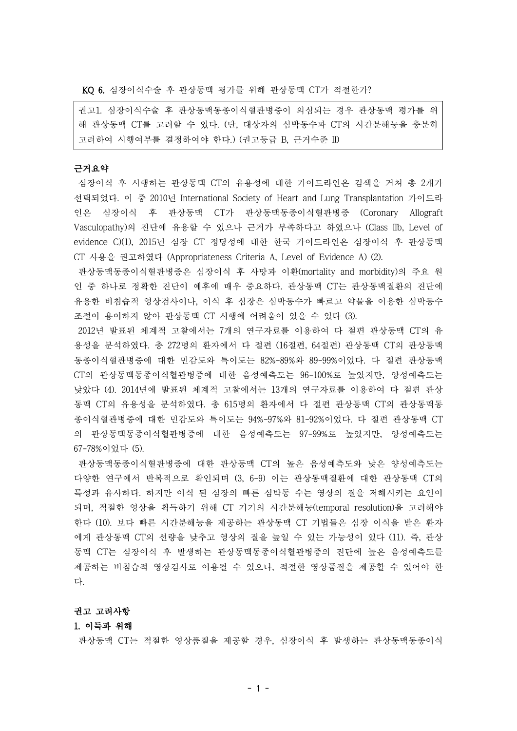**KQ 6.** 심장이식수술 후 관상동맥 평가를 위해 관상동맥 CT가 적절한가?

> 권고1. 심장이식수술 후 관상동맥동종이식혈관병증이 의심되는 경우 관상동맥 평가를 위해 관상동맥 CT를 고려할 수 있다. (단, 대상자의 심박동수과 CT의 시간분해능을 충분히 고려하여 시행여부를 결정하여야 한다.) (권고등급 B, 근거수준 II)

**근거요약**

심장이식 후 시행하는 관상동맥 CT의 유용성에 대한 가이드라인은 검색을 거쳐 총 2개가 선택되었다. 이 중 2010년 International Society of Heart and Lung Transplantation 가이드라인은 심장이식 후 관상동맥 CT가 관상동맥동종이식혈관병증 (Coronary Allograft Vasculopathy)의 진단에 유용할 수 있으나 근거가 부족하다고 하였으나 (Class IIb, Level of evidence C)(1), 2015년 심장 CT 정당성에 대한 한국 가이드라인은 심장이식 후 관상동맥 CT 사용을 권고하였다 (Appropriateness Criteria A, Level of Evidence A) (2).

관상동맥동종이식혈관병증은 심장이식 후 사망과 이환(mortality and morbidity)의 주요 원인 중 하나로 정확한 진단이 예후에 매우 중요하다. 관상동맥 CT는 관상동맥질환의 진단에 유용한 비침습적 영상검사이나, 이식 후 심장은 심박동수가 빠르고 약물을 이용한 심박동수 조절이 용이하지 않아 관상동맥 CT 시행에 어려움이 있을 수 있다 (3).

2012년 발표된 체계적 고찰에서는 7개의 연구자료를 이용하여 다 절편 관상동맥 CT의 유용성을 분석하였다. 총 272명의 환자에서 다 절편 (16절편, 64절편) 관상동맥 CT의 관상동맥동종이식혈관병증에 대한 민감도와 특이도는 82%-89%와 89-99%이었다. 다 절편 관상동맥 CT의 관상동맥동종이식혈관병증에 대한 음성예측도는 96-100%로 높았지만, 양성예측도는 낮았다 (4). 2014년에 발표된 체계적 고찰에서는 13개의 연구자료를 이용하여 다 절편 관상동맥 CT의 유용성을 분석하였다. 총 615명의 환자에서 다 절편 관상동맥 CT의 관상동맥동종이식혈관병증에 대한 민감도와 특이도는 94%-97%와 81-92%이었다. 다 절편 관상동맥 CT의 관상동맥동종이식혈관병증에 대한 음성예측도는 97-99%로 높았지만, 양성예측도는 67-78%이었다 (5).

관상동맥동종이식혈관병증에 대한 관상동맥 CT의 높은 음성예측도와 낮은 양성예측도는 다양한 연구에서 반복적으로 확인되며 (3, 6-9) 이는 관상동맥질환에 대한 관상동맥 CT의 특성과 유사하다. 하지만 이식 된 심장의 빠른 심박동 수는 영상의 질을 저해시키는 요인이 되며, 적절한 영상을 획득하기 위해 CT 기기의 시간분해능(temporal resolution)을 고려해야 한다 (10). 보다 빠른 시간분해능을 제공하는 관상동맥 CT 기법들은 심장 이식을 받은 환자에게 관상동맥 CT의 선량을 낮추고 영상의 질을 높일 수 있는 가능성이 있다 (11). 즉, 관상동맥 CT는 심장이식 후 발생하는 관상동맥동종이식혈관병증의 진단에 높은 음성예측도를 제공하는 비침습적 영상검사로 이용될 수 있으나, 적절한 영상품질을 제공할 수 있어야 한다.

**권고 고려사항**

**1. 이득과 위해**

관상동맥 CT는 적절한 영상품질을 제공할 경우, 심장이식 후 발생하는 관상동맥동종이식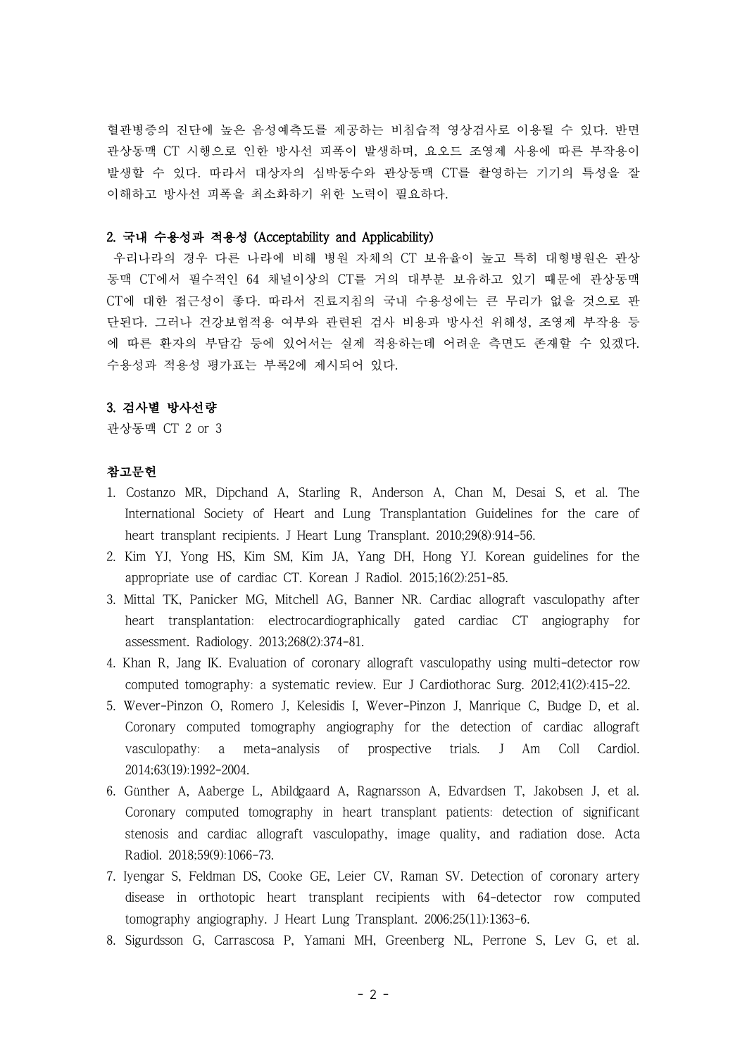혈관병증의 진단에 높은 음성예측도를 제공하는 비침습적 영상검사로 이용될 수 있다. 반면 관상동맥 CT 시행으로 인한 방사선 피폭이 발생하며, 요오드 조영제 사용에 따른 부작용이 발생할 수 있다. 따라서 대상자의 심박동수와 관상동맥 CT를 촬영하는 기기의 특성을 잘 이해하고 방사선 피폭을 최소화하기 위한 노력이 필요하다.

### 2. 국내 수용성과 적용성 (Acceptability and Applicability)

우리나라의 경우 다른 나라에 비해 병원 자체의 CT 보유율이 높고 특히 대형병원은 관상동맥 CT에서 필수적인 64 채널이상의 CT를 거의 대부분 보유하고 있기 때문에 관상동맥 CT에 대한 접근성이 좋다. 따라서 진료지침의 국내 수용성에는 큰 무리가 없을 것으로 판단된다. 그러나 건강보험적용 여부와 관련된 검사 비용과 방사선 위해성, 조영제 부작용 등에 따른 환자의 부담감 등에 있어서는 실제 적용하는데 어려운 측면도 존재할 수 있겠다. 수용성과 적용성 평가표는 부록2에 제시되어 있다.

### 3. 검사별 방사선량

관상동맥 CT 2 or 3

### 참고문헌

1. Costanzo MR, Dipchand A, Starling R, Anderson A, Chan M, Desai S, et al. The International Society of Heart and Lung Transplantation Guidelines for the care of heart transplant recipients. J Heart Lung Transplant. 2010;29(8):914-56.
2. Kim YJ, Yong HS, Kim SM, Kim JA, Yang DH, Hong YJ. Korean guidelines for the appropriate use of cardiac CT. Korean J Radiol. 2015;16(2):251-85.
3. Mittal TK, Panicker MG, Mitchell AG, Banner NR. Cardiac allograft vasculopathy after heart transplantation: electrocardiographically gated cardiac CT angiography for assessment. Radiology. 2013;268(2):374-81.
4. Khan R, Jang IK. Evaluation of coronary allograft vasculopathy using multi-detector row computed tomography: a systematic review. Eur J Cardiothorac Surg. 2012;41(2):415-22.
5. Wever-Pinzon O, Romero J, Kelesidis I, Wever-Pinzon J, Manrique C, Budge D, et al. Coronary computed tomography angiography for the detection of cardiac allograft vasculopathy: a meta-analysis of prospective trials. J Am Coll Cardiol. 2014;63(19):1992-2004.
6. Günther A, Aaberge L, Abildgaard A, Ragnarsson A, Edvardsen T, Jakobsen J, et al. Coronary computed tomography in heart transplant patients: detection of significant stenosis and cardiac allograft vasculopathy, image quality, and radiation dose. Acta Radiol. 2018;59(9):1066-73.
7. Iyengar S, Feldman DS, Cooke GE, Leier CV, Raman SV. Detection of coronary artery disease in orthotopic heart transplant recipients with 64-detector row computed tomography angiography. J Heart Lung Transplant. 2006;25(11):1363-6.
8. Sigurdsson G, Carrascosa P, Yamani MH, Greenberg NL, Perrone S, Lev G, et al.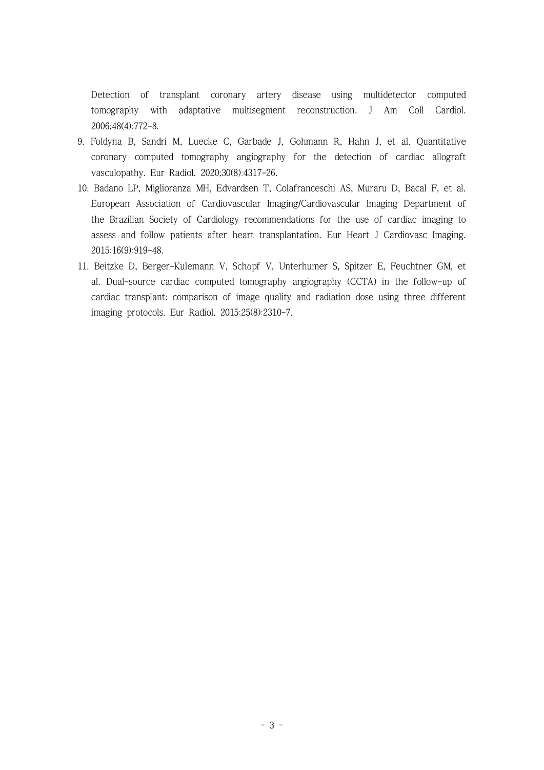Detection of transplant coronary artery disease using multidetector computed tomography with adaptative multisegment reconstruction. J Am Coll Cardiol. 2006;48(4):772-8.

9. Foldyna B, Sandri M, Luecke C, Garbade J, Gohmann R, Hahn J, et al. Quantitative coronary computed tomography angiography for the detection of cardiac allograft vasculopathy. Eur Radiol. 2020;30(8):4317-26.
10. Badano LP, Miglioranza MH, Edvardsen T, Colafranceschi AS, Muraru D, Bacal F, et al. European Association of Cardiovascular Imaging/Cardiovascular Imaging Department of the Brazilian Society of Cardiology recommendations for the use of cardiac imaging to assess and follow patients after heart transplantation. Eur Heart J Cardiovasc Imaging. 2015;16(9):919-48.
11. Beitzke D, Berger-Kulemann V, Schöpf V, Unterhumer S, Spitzer E, Feuchtner GM, et al. Dual-source cardiac computed tomography angiography (CCTA) in the follow-up of cardiac transplant: comparison of image quality and radiation dose using three different imaging protocols. Eur Radiol. 2015;25(8):2310-7.